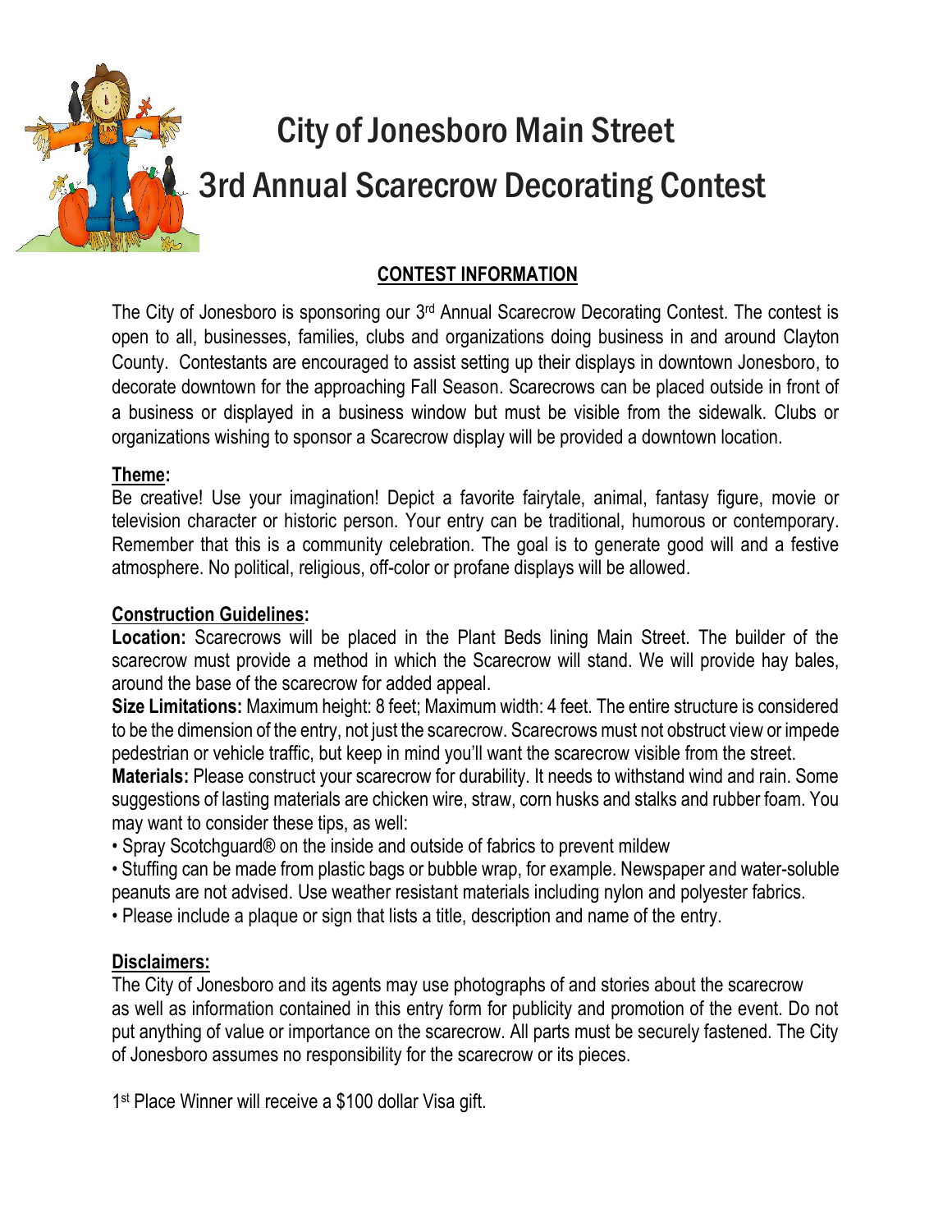# City of Jonesboro Main Street
# 3rd Annual Scarecrow Decorating Contest

## CONTEST INFORMATION

The City of Jonesboro is sponsoring our 3rd Annual Scarecrow Decorating Contest. The contest is open to all, businesses, families, clubs and organizations doing business in and around Clayton County. Contestants are encouraged to assist setting up their displays in downtown Jonesboro, to decorate downtown for the approaching Fall Season. Scarecrows can be placed outside in front of a business or displayed in a business window but must be visible from the sidewalk. Clubs or organizations wishing to sponsor a Scarecrow display will be provided a downtown location.

### Theme:

Be creative! Use your imagination! Depict a favorite fairytale, animal, fantasy figure, movie or television character or historic person. Your entry can be traditional, humorous or contemporary. Remember that this is a community celebration. The goal is to generate good will and a festive atmosphere. No political, religious, off-color or profane displays will be allowed.

### Construction Guidelines:

**Location:** Scarecrows will be placed in the Plant Beds lining Main Street. The builder of the scarecrow must provide a method in which the Scarecrow will stand. We will provide hay bales, around the base of the scarecrow for added appeal.

**Size Limitations:** Maximum height: 8 feet; Maximum width: 4 feet. The entire structure is considered to be the dimension of the entry, not just the scarecrow. Scarecrows must not obstruct view or impede pedestrian or vehicle traffic, but keep in mind you'll want the scarecrow visible from the street.

**Materials:** Please construct your scarecrow for durability. It needs to withstand wind and rain. Some suggestions of lasting materials are chicken wire, straw, corn husks and stalks and rubber foam. You may want to consider these tips, as well:

- Spray Scotchguard® on the inside and outside of fabrics to prevent mildew
- Stuffing can be made from plastic bags or bubble wrap, for example. Newspaper and water-soluble peanuts are not advised. Use weather resistant materials including nylon and polyester fabrics.
- Please include a plaque or sign that lists a title, description and name of the entry.

### Disclaimers:

The City of Jonesboro and its agents may use photographs of and stories about the scarecrow as well as information contained in this entry form for publicity and promotion of the event. Do not put anything of value or importance on the scarecrow. All parts must be securely fastened. The City of Jonesboro assumes no responsibility for the scarecrow or its pieces.

1st Place Winner will receive a $100 dollar Visa gift.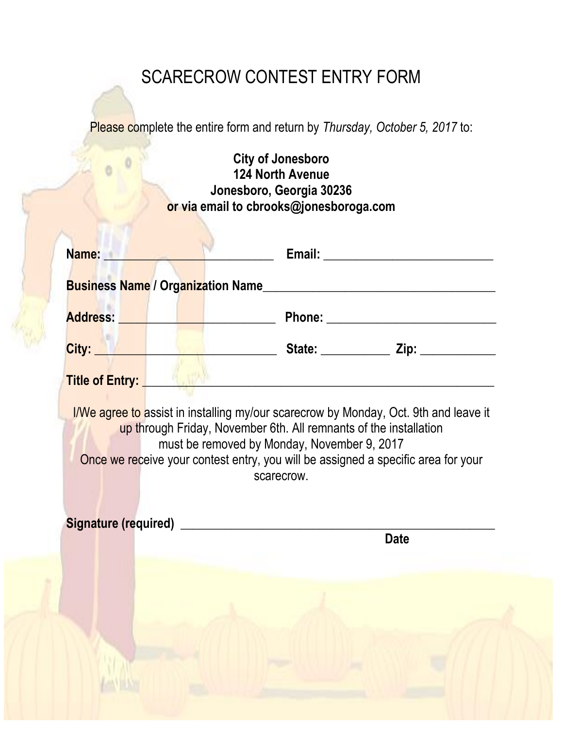# SCARECROW CONTEST ENTRY FORM

Please complete the entire form and return by *Thursday, October 5, 2017* to:

**City of Jonesboro**
**124 North Avenue**
**Jonesboro, Georgia 30236**
**or via email to cbrooks@jonesboroga.com**

**Name:** ___________________________ **Email:** ___________________________

**Business Name / Organization Name**_____________________________________

**Address:** _________________________ **Phone:** ___________________________

**City:** _____________________________ **State:** ___________ **Zip:** ____________

**Title of Entry:** _______________________________________________________

I/We agree to assist in installing my/our scarecrow by Monday, Oct. 9th and leave it up through Friday, November 6th. All remnants of the installation must be removed by Monday, November 9, 2017
Once we receive your contest entry, you will be assigned a specific area for your scarecrow.

**Signature (required)** ___________________________________________________
**Date**